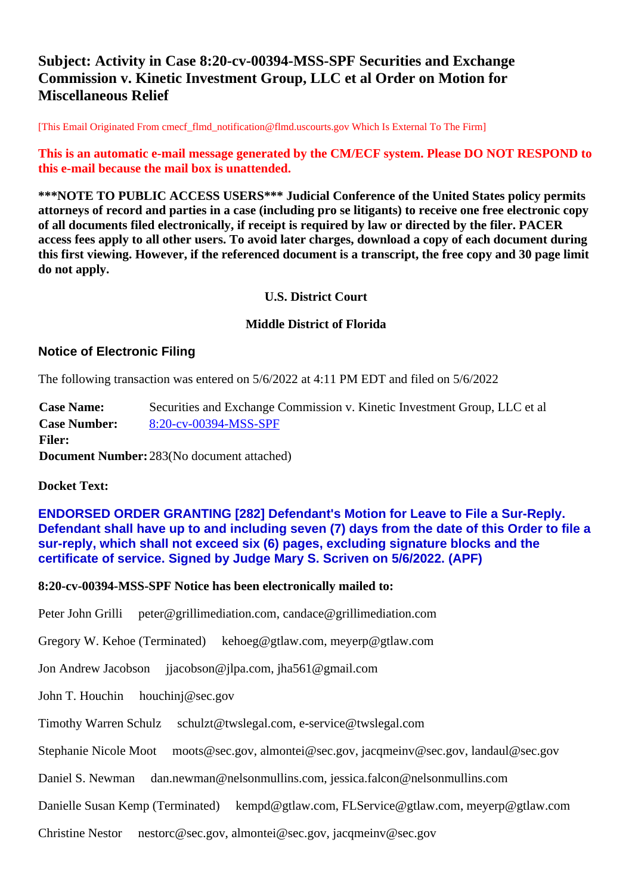# Subject: Activity in Case 8:20-cv-00394-MSS-SPF Securities and Exchange Commission v. Kinetic Investment Group, LLC et al Order on Motion for Miscellaneous Relief

[This Email Originated From cmecf_flmd_notification@flmd.uscourts.gov Which Is External To The Firm]

**This is an automatic e-mail message generated by the CM/ECF system. Please DO NOT RESPOND to this e-mail because the mail box is unattended.**

**\*\*\*NOTE TO PUBLIC ACCESS USERS\*\*\* Judicial Conference of the United States policy permits attorneys of record and parties in a case (including pro se litigants) to receive one free electronic copy of all documents filed electronically, if receipt is required by law or directed by the filer. PACER access fees apply to all other users. To avoid later charges, download a copy of each document during this first viewing. However, if the referenced document is a transcript, the free copy and 30 page limit do not apply.**

**U.S. District Court**

**Middle District of Florida**

## Notice of Electronic Filing

The following transaction was entered on 5/6/2022 at 4:11 PM EDT and filed on 5/6/2022

| | |
|---|---|
| **Case Name:** | Securities and Exchange Commission v. Kinetic Investment Group, LLC et al |
| **Case Number:** | 8:20-cv-00394-MSS-SPF |
| **Filer:** | |
| **Document Number:** | 283(No document attached) |

**Docket Text:**

**ENDORSED ORDER GRANTING [282] Defendant's Motion for Leave to File a Sur-Reply. Defendant shall have up to and including seven (7) days from the date of this Order to file a sur-reply, which shall not exceed six (6) pages, excluding signature blocks and the certificate of service. Signed by Judge Mary S. Scriven on 5/6/2022. (APF)**

**8:20-cv-00394-MSS-SPF Notice has been electronically mailed to:**

Peter John Grilli peter@grillimediation.com, candace@grillimediation.com

Gregory W. Kehoe (Terminated) kehoeg@gtlaw.com, meyerp@gtlaw.com

Jon Andrew Jacobson jjacobson@jlpa.com, jha561@gmail.com

John T. Houchin houchinj@sec.gov

Timothy Warren Schulz schulzt@twslegal.com, e-service@twslegal.com

Stephanie Nicole Moot moots@sec.gov, almontei@sec.gov, jacqmeinv@sec.gov, landaul@sec.gov

Daniel S. Newman dan.newman@nelsonmullins.com, jessica.falcon@nelsonmullins.com

Danielle Susan Kemp (Terminated) kempd@gtlaw.com, FLService@gtlaw.com, meyerp@gtlaw.com

Christine Nestor nestorc@sec.gov, almontei@sec.gov, jacqmeinv@sec.gov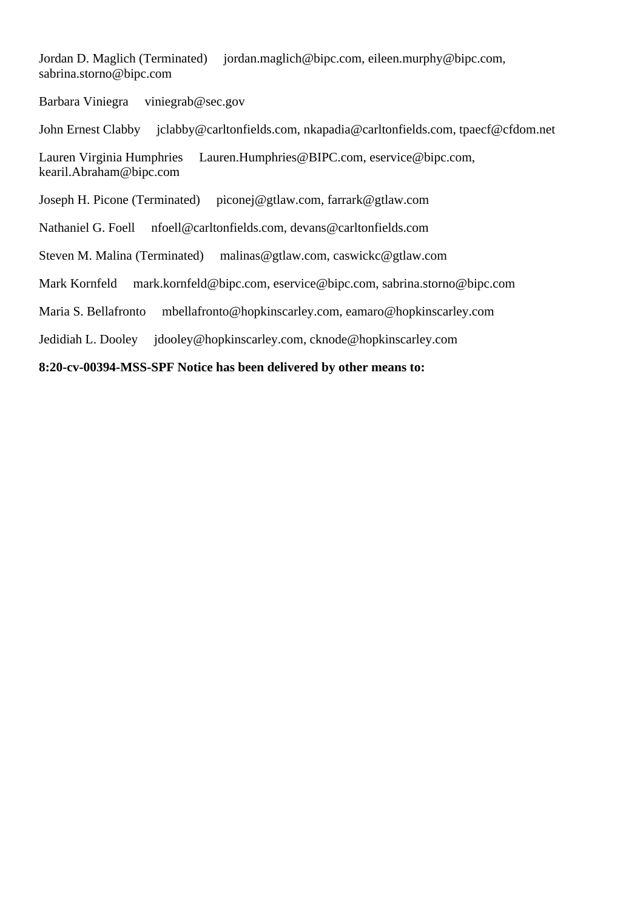Jordan D. Maglich (Terminated) jordan.maglich@bipc.com, eileen.murphy@bipc.com, sabrina.storno@bipc.com

Barbara Viniegra viniegrab@sec.gov

John Ernest Clabby jclabby@carltonfields.com, nkapadia@carltonfields.com, tpaecf@cfdom.net

Lauren Virginia Humphries Lauren.Humphries@BIPC.com, eservice@bipc.com, kearil.Abraham@bipc.com

Joseph H. Picone (Terminated) piconej@gtlaw.com, farrark@gtlaw.com

Nathaniel G. Foell nfoell@carltonfields.com, devans@carltonfields.com

Steven M. Malina (Terminated) malinas@gtlaw.com, caswickc@gtlaw.com

Mark Kornfeld mark.kornfeld@bipc.com, eservice@bipc.com, sabrina.storno@bipc.com

Maria S. Bellafronto mbellafronto@hopkinscarley.com, eamaro@hopkinscarley.com

Jedidiah L. Dooley jdooley@hopkinscarley.com, cknode@hopkinscarley.com

**8:20-cv-00394-MSS-SPF Notice has been delivered by other means to:**